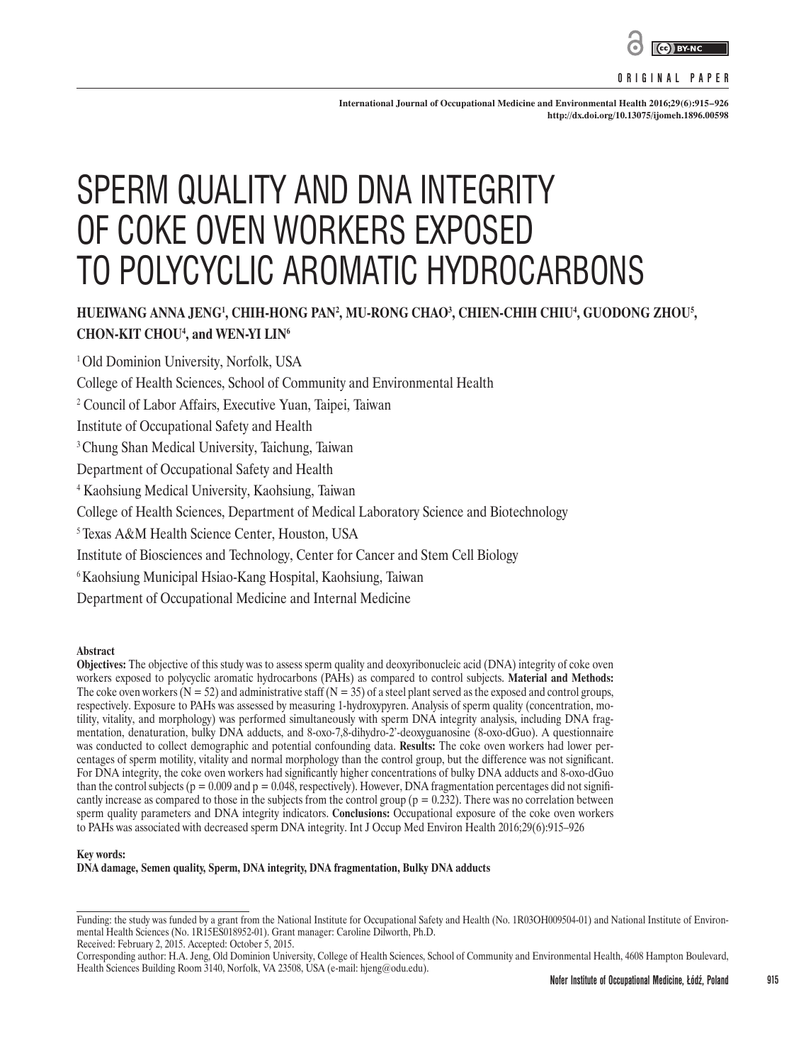ORIGINAL PAPER

# SPERM QUALITY AND DNA INTEGRITY OF COKE OVEN WORKERS EXPOSED TO POLYCYCLIC AROMATIC HYDROCARBONS

**HUEIWANG ANNA JENG[1], CHIH-HONG PAN[2], MU-RONG CHAO[3], CHIEN-CHIH CHIU[4], GUODONG ZHOU[5], CHON-KIT CHOU[4], and WEN-YI LIN[6]**

[1] Old Dominion University, Norfolk, USA
College of Health Sciences, School of Community and Environmental Health

[2] Council of Labor Affairs, Executive Yuan, Taipei, Taiwan
Institute of Occupational Safety and Health

[3] Chung Shan Medical University, Taichung, Taiwan
Department of Occupational Safety and Health

[4] Kaohsiung Medical University, Kaohsiung, Taiwan
College of Health Sciences, Department of Medical Laboratory Science and Biotechnology

[5] Texas A&M Health Science Center, Houston, USA
Institute of Biosciences and Technology, Center for Cancer and Stem Cell Biology

[6] Kaohsiung Municipal Hsiao-Kang Hospital, Kaohsiung, Taiwan
Department of Occupational Medicine and Internal Medicine

**Abstract**

**Objectives:** The objective of this study was to assess sperm quality and deoxyribonucleic acid (DNA) integrity of coke oven workers exposed to polycyclic aromatic hydrocarbons (PAHs) as compared to control subjects. **Material and Methods:** The coke oven workers (N = 52) and administrative staff (N = 35) of a steel plant served as the exposed and control groups, respectively. Exposure to PAHs was assessed by measuring 1-hydroxypyren. Analysis of sperm quality (concentration, motility, vitality, and morphology) was performed simultaneously with sperm DNA integrity analysis, including DNA fragmentation, denaturation, bulky DNA adducts, and 8-oxo-7,8-dihydro-2'-deoxyguanosine (8-oxo-dGuo). A questionnaire was conducted to collect demographic and potential confounding data. **Results:** The coke oven workers had lower percentages of sperm motility, vitality and normal morphology than the control group, but the difference was not significant. For DNA integrity, the coke oven workers had significantly higher concentrations of bulky DNA adducts and 8-oxo-dGuo than the control subjects ($p = 0.009$ and $p = 0.048$, respectively). However, DNA fragmentation percentages did not significantly increase as compared to those in the subjects from the control group ($p = 0.232$). There was no correlation between sperm quality parameters and DNA integrity indicators. **Conclusions:** Occupational exposure of the coke oven workers to PAHs was associated with decreased sperm DNA integrity. Int J Occup Med Environ Health 2016;29(6):915–926

**Key words:**
**DNA damage, Semen quality, Sperm, DNA integrity, DNA fragmentation, Bulky DNA adducts**

Funding: the study was funded by a grant from the National Institute for Occupational Safety and Health (No. 1R03OH009504-01) and National Institute of Environmental Health Sciences (No. 1R15ES018952-01). Grant manager: Caroline Dilworth, Ph.D.
Received: February 2, 2015. Accepted: October 5, 2015.
Corresponding author: H.A. Jeng, Old Dominion University, College of Health Sciences, School of Community and Environmental Health, 4608 Hampton Boulevard, Health Sciences Building Room 3140, Norfolk, VA 23508, USA (e-mail: hjeng@odu.edu).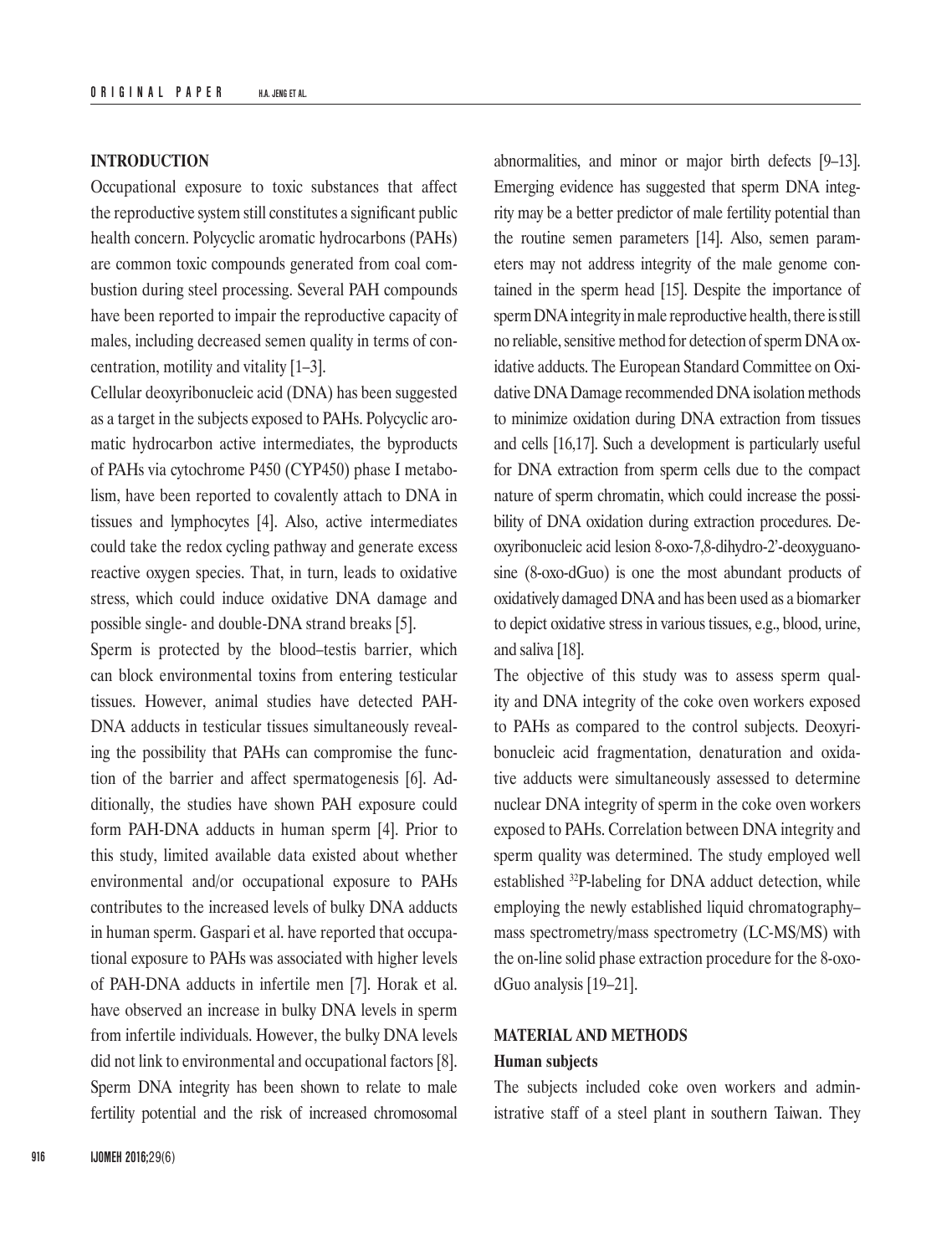## INTRODUCTION

Occupational exposure to toxic substances that affect the reproductive system still constitutes a significant public health concern. Polycyclic aromatic hydrocarbons (PAHs) are common toxic compounds generated from coal combustion during steel processing. Several PAH compounds have been reported to impair the reproductive capacity of males, including decreased semen quality in terms of concentration, motility and vitality [1–3].

Cellular deoxyribonucleic acid (DNA) has been suggested as a target in the subjects exposed to PAHs. Polycyclic aromatic hydrocarbon active intermediates, the byproducts of PAHs via cytochrome P450 (CYP450) phase I metabolism, have been reported to covalently attach to DNA in tissues and lymphocytes [4]. Also, active intermediates could take the redox cycling pathway and generate excess reactive oxygen species. That, in turn, leads to oxidative stress, which could induce oxidative DNA damage and possible single- and double-DNA strand breaks [5].

Sperm is protected by the blood–testis barrier, which can block environmental toxins from entering testicular tissues. However, animal studies have detected PAH-DNA adducts in testicular tissues simultaneously revealing the possibility that PAHs can compromise the function of the barrier and affect spermatogenesis [6]. Additionally, the studies have shown PAH exposure could form PAH-DNA adducts in human sperm [4]. Prior to this study, limited available data existed about whether environmental and/or occupational exposure to PAHs contributes to the increased levels of bulky DNA adducts in human sperm. Gaspari et al. have reported that occupational exposure to PAHs was associated with higher levels of PAH-DNA adducts in infertile men [7]. Horak et al. have observed an increase in bulky DNA levels in sperm from infertile individuals. However, the bulky DNA levels did not link to environmental and occupational factors [8]. Sperm DNA integrity has been shown to relate to male fertility potential and the risk of increased chromosomal abnormalities, and minor or major birth defects [9–13]. Emerging evidence has suggested that sperm DNA integrity may be a better predictor of male fertility potential than the routine semen parameters [14]. Also, semen parameters may not address integrity of the male genome contained in the sperm head [15]. Despite the importance of sperm DNA integrity in male reproductive health, there is still no reliable, sensitive method for detection of sperm DNA oxidative adducts. The European Standard Committee on Oxidative DNA Damage recommended DNA isolation methods to minimize oxidation during DNA extraction from tissues and cells [16,17]. Such a development is particularly useful for DNA extraction from sperm cells due to the compact nature of sperm chromatin, which could increase the possibility of DNA oxidation during extraction procedures. Deoxyribonucleic acid lesion 8-oxo-7,8-dihydro-2'-deoxyguanosine (8-oxo-dGuo) is one the most abundant products of oxidatively damaged DNA and has been used as a biomarker to depict oxidative stress in various tissues, e.g., blood, urine, and saliva [18].

The objective of this study was to assess sperm quality and DNA integrity of the coke oven workers exposed to PAHs as compared to the control subjects. Deoxyribonucleic acid fragmentation, denaturation and oxidative adducts were simultaneously assessed to determine nuclear DNA integrity of sperm in the coke oven workers exposed to PAHs. Correlation between DNA integrity and sperm quality was determined. The study employed well established $^{32}$P-labeling for DNA adduct detection, while employing the newly established liquid chromatography–mass spectrometry/mass spectrometry (LC-MS/MS) with the on-line solid phase extraction procedure for the 8-oxo-dGuo analysis [19–21].

## MATERIAL AND METHODS

### Human subjects

The subjects included coke oven workers and administrative staff of a steel plant in southern Taiwan. They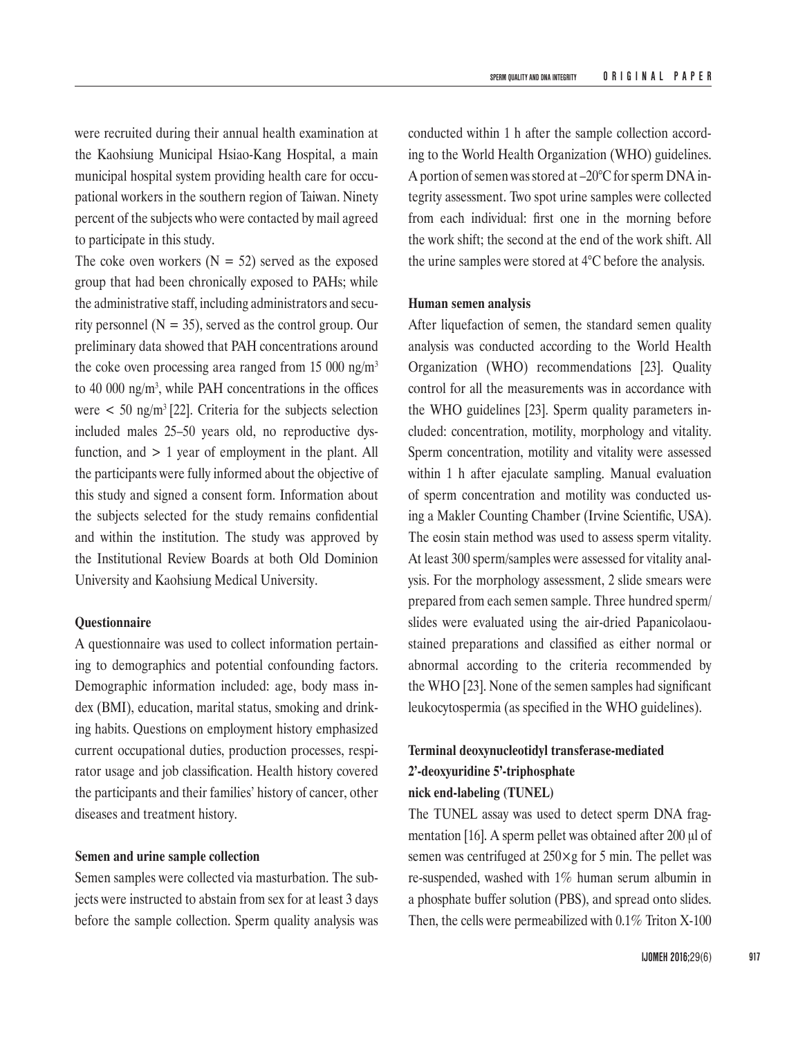were recruited during their annual health examination at the Kaohsiung Municipal Hsiao-Kang Hospital, a main municipal hospital system providing health care for occupational workers in the southern region of Taiwan. Ninety percent of the subjects who were contacted by mail agreed to participate in this study.

The coke oven workers (N = 52) served as the exposed group that had been chronically exposed to PAHs; while the administrative staff, including administrators and security personnel (N = 35), served as the control group. Our preliminary data showed that PAH concentrations around the coke oven processing area ranged from 15 000 $ng/m^3$ to 40 000 $ng/m^3$, while PAH concentrations in the offices were $< 50$ $ng/m^3$ [22]. Criteria for the subjects selection included males 25–50 years old, no reproductive dysfunction, and $> 1$ year of employment in the plant. All the participants were fully informed about the objective of this study and signed a consent form. Information about the subjects selected for the study remains confidential and within the institution. The study was approved by the Institutional Review Boards at both Old Dominion University and Kaohsiung Medical University.

#### Questionnaire

A questionnaire was used to collect information pertaining to demographics and potential confounding factors. Demographic information included: age, body mass index (BMI), education, marital status, smoking and drinking habits. Questions on employment history emphasized current occupational duties, production processes, respirator usage and job classification. Health history covered the participants and their families' history of cancer, other diseases and treatment history.

#### Semen and urine sample collection

Semen samples were collected via masturbation. The subjects were instructed to abstain from sex for at least 3 days before the sample collection. Sperm quality analysis was conducted within 1 h after the sample collection according to the World Health Organization (WHO) guidelines. A portion of semen was stored at –20°C for sperm DNA integrity assessment. Two spot urine samples were collected from each individual: first one in the morning before the work shift; the second at the end of the work shift. All the urine samples were stored at 4°C before the analysis.

#### Human semen analysis

After liquefaction of semen, the standard semen quality analysis was conducted according to the World Health Organization (WHO) recommendations [23]. Quality control for all the measurements was in accordance with the WHO guidelines [23]. Sperm quality parameters included: concentration, motility, morphology and vitality. Sperm concentration, motility and vitality were assessed within 1 h after ejaculate sampling. Manual evaluation of sperm concentration and motility was conducted using a Makler Counting Chamber (Irvine Scientific, USA). The eosin stain method was used to assess sperm vitality. At least 300 sperm/samples were assessed for vitality analysis. For the morphology assessment, 2 slide smears were prepared from each semen sample. Three hundred sperm/slides were evaluated using the air-dried Papanicolaou-stained preparations and classified as either normal or abnormal according to the criteria recommended by the WHO [23]. None of the semen samples had significant leukocytospermia (as specified in the WHO guidelines).

#### Terminal deoxynucleotidyl transferase-mediated 2'-deoxyuridine 5'-triphosphate nick end-labeling (TUNEL)

The TUNEL assay was used to detect sperm DNA fragmentation [16]. A sperm pellet was obtained after 200 μl of semen was centrifuged at 250×g for 5 min. The pellet was re-suspended, washed with 1% human serum albumin in a phosphate buffer solution (PBS), and spread onto slides. Then, the cells were permeabilized with 0.1% Triton X-100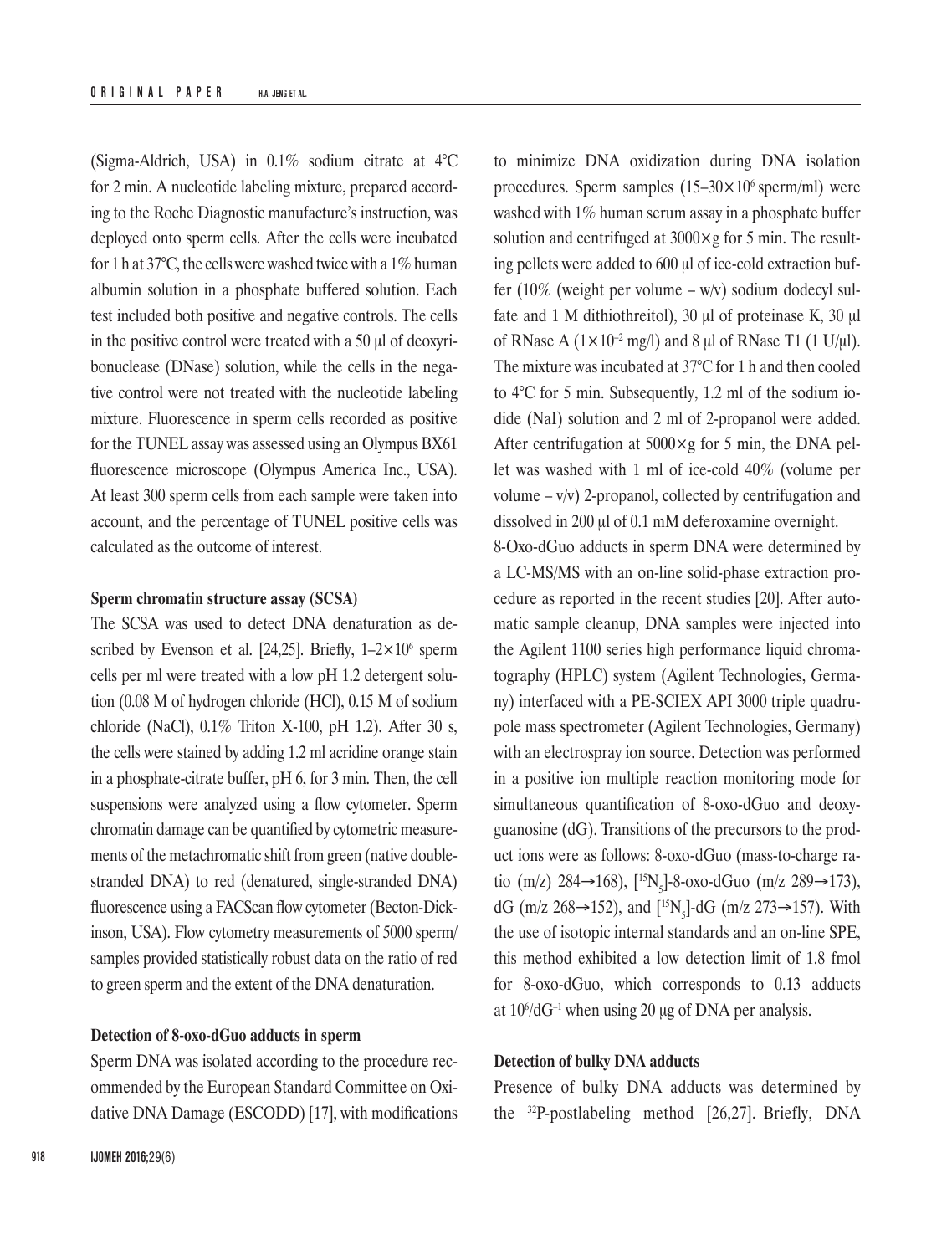(Sigma-Aldrich, USA) in 0.1% sodium citrate at 4°C for 2 min. A nucleotide labeling mixture, prepared according to the Roche Diagnostic manufacture's instruction, was deployed onto sperm cells. After the cells were incubated for 1 h at 37°C, the cells were washed twice with a 1% human albumin solution in a phosphate buffered solution. Each test included both positive and negative controls. The cells in the positive control were treated with a 50 μl of deoxyribonuclease (DNase) solution, while the cells in the negative control were not treated with the nucleotide labeling mixture. Fluorescence in sperm cells recorded as positive for the TUNEL assay was assessed using an Olympus BX61 fluorescence microscope (Olympus America Inc., USA). At least 300 sperm cells from each sample were taken into account, and the percentage of TUNEL positive cells was calculated as the outcome of interest.

### Sperm chromatin structure assay (SCSA)

The SCSA was used to detect DNA denaturation as described by Evenson et al. [24,25]. Briefly, $1–2\times10^6$ sperm cells per ml were treated with a low pH 1.2 detergent solution (0.08 M of hydrogen chloride (HCl), 0.15 M of sodium chloride (NaCl), 0.1% Triton X-100, pH 1.2). After 30 s, the cells were stained by adding 1.2 ml acridine orange stain in a phosphate-citrate buffer, pH 6, for 3 min. Then, the cell suspensions were analyzed using a flow cytometer. Sperm chromatin damage can be quantified by cytometric measurements of the metachromatic shift from green (native double-stranded DNA) to red (denatured, single-stranded DNA) fluorescence using a FACScan flow cytometer (Becton-Dickinson, USA). Flow cytometry measurements of 5000 sperm/samples provided statistically robust data on the ratio of red to green sperm and the extent of the DNA denaturation.

### Detection of 8-oxo-dGuo adducts in sperm

Sperm DNA was isolated according to the procedure recommended by the European Standard Committee on Oxidative DNA Damage (ESCODD) [17], with modifications to minimize DNA oxidization during DNA isolation procedures. Sperm samples ($15–30\times10^6$ sperm/ml) were washed with 1% human serum assay in a phosphate buffer solution and centrifuged at 3000×g for 5 min. The resulting pellets were added to 600 μl of ice-cold extraction buffer (10% (weight per volume – w/v) sodium dodecyl sulfate and 1 M dithiothreitol), 30 μl of proteinase K, 30 μl of RNase A ($1\times10^{-2}$ mg/l) and 8 μl of RNase T1 (1 U/μl). The mixture was incubated at 37°C for 1 h and then cooled to 4°C for 5 min. Subsequently, 1.2 ml of the sodium iodide (NaI) solution and 2 ml of 2-propanol were added. After centrifugation at 5000×g for 5 min, the DNA pellet was washed with 1 ml of ice-cold 40% (volume per volume – v/v) 2-propanol, collected by centrifugation and dissolved in 200 μl of 0.1 mM deferoxamine overnight.

8-Oxo-dGuo adducts in sperm DNA were determined by a LC-MS/MS with an on-line solid-phase extraction procedure as reported in the recent studies [20]. After automatic sample cleanup, DNA samples were injected into the Agilent 1100 series high performance liquid chromatography (HPLC) system (Agilent Technologies, Germany) interfaced with a PE-SCIEX API 3000 triple quadrupole mass spectrometer (Agilent Technologies, Germany) with an electrospray ion source. Detection was performed in a positive ion multiple reaction monitoring mode for simultaneous quantification of 8-oxo-dGuo and deoxyguanosine (dG). Transitions of the precursors to the product ions were as follows: 8-oxo-dGuo (mass-to-charge ratio (m/z) 284→168), [$^{15}N_5$]-8-oxo-dGuo (m/z 289→173), dG (m/z 268→152), and [$^{15}N_5$]-dG (m/z 273→157). With the use of isotopic internal standards and an on-line SPE, this method exhibited a low detection limit of 1.8 fmol for 8-oxo-dGuo, which corresponds to 0.13 adducts at $10^6$/$dG^{-1}$ when using 20 μg of DNA per analysis.

### Detection of bulky DNA adducts

Presence of bulky DNA adducts was determined by the $^{32}$P-postlabeling method [26,27]. Briefly, DNA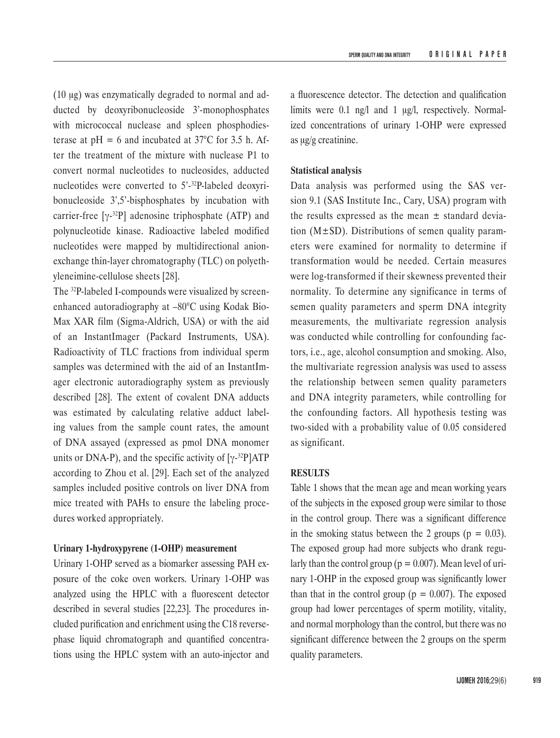(10 μg) was enzymatically degraded to normal and adducted by deoxyribonucleoside 3'-monophosphates with micrococcal nuclease and spleen phosphodiesterase at pH = 6 and incubated at 37°C for 3.5 h. After the treatment of the mixture with nuclease P1 to convert normal nucleotides to nucleosides, adducted nucleotides were converted to 5'-$^{32}$P-labeled deoxyribonucleoside 3',5'-bisphosphates by incubation with carrier-free [$\gamma$-$^{32}$P] adenosine triphosphate (ATP) and polynucleotide kinase. Radioactive labeled modified nucleotides were mapped by multidirectional anion-exchange thin-layer chromatography (TLC) on polyethyleneimine-cellulose sheets [28].

The $^{32}$P-labeled I-compounds were visualized by screen-enhanced autoradiography at –80°C using Kodak BioMax XAR film (Sigma-Aldrich, USA) or with the aid of an InstantImager (Packard Instruments, USA). Radioactivity of TLC fractions from individual sperm samples was determined with the aid of an InstantImager electronic autoradiography system as previously described [28]. The extent of covalent DNA adducts was estimated by calculating relative adduct labeling values from the sample count rates, the amount of DNA assayed (expressed as pmol DNA monomer units or DNA-P), and the specific activity of [$\gamma$-$^{32}$P]ATP according to Zhou et al. [29]. Each set of the analyzed samples included positive controls on liver DNA from mice treated with PAHs to ensure the labeling procedures worked appropriately.

**Urinary 1-hydroxypyrene (1-OHP) measurement**

Urinary 1-OHP served as a biomarker assessing PAH exposure of the coke oven workers. Urinary 1-OHP was analyzed using the HPLC with a fluorescent detector described in several studies [22,23]. The procedures included purification and enrichment using the C18 reverse-phase liquid chromatograph and quantified concentrations using the HPLC system with an auto-injector and a fluorescence detector. The detection and qualification limits were 0.1 ng/l and 1 μg/l, respectively. Normalized concentrations of urinary 1-OHP were expressed as μg/g creatinine.

**Statistical analysis**

Data analysis was performed using the SAS version 9.1 (SAS Institute Inc., Cary, USA) program with the results expressed as the mean ± standard deviation (M±SD). Distributions of semen quality parameters were examined for normality to determine if transformation would be needed. Certain measures were log-transformed if their skewness prevented their normality. To determine any significance in terms of semen quality parameters and sperm DNA integrity measurements, the multivariate regression analysis was conducted while controlling for confounding factors, i.e., age, alcohol consumption and smoking. Also, the multivariate regression analysis was used to assess the relationship between semen quality parameters and DNA integrity parameters, while controlling for the confounding factors. All hypothesis testing was two-sided with a probability value of 0.05 considered as significant.

**RESULTS**

Table 1 shows that the mean age and mean working years of the subjects in the exposed group were similar to those in the control group. There was a significant difference in the smoking status between the 2 groups ($p = 0.03$). The exposed group had more subjects who drank regularly than the control group ($p = 0.007$). Mean level of urinary 1-OHP in the exposed group was significantly lower than that in the control group ($p = 0.007$). The exposed group had lower percentages of sperm motility, vitality, and normal morphology than the control, but there was no significant difference between the 2 groups on the sperm quality parameters.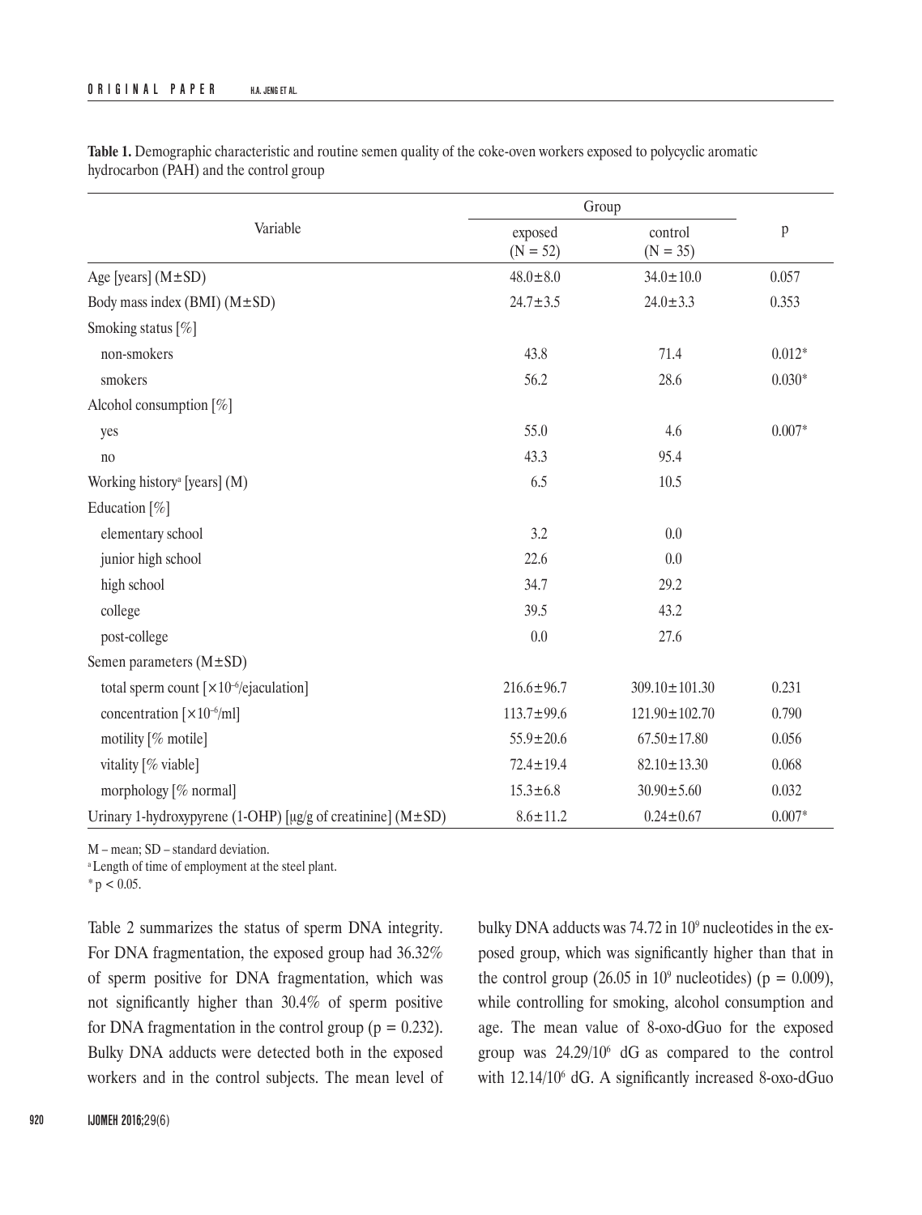**Table 1.** Demographic characteristic and routine semen quality of the coke-oven workers exposed to polycyclic aromatic hydrocarbon (PAH) and the control group

| Variable | Group | | p |
|---|---|---|---|
| | exposed (N = 52) | control (N = 35) | |
| Age [years] (M±SD) | 48.0±8.0 | 34.0±10.0 | 0.057 |
| Body mass index (BMI) (M±SD) | 24.7±3.5 | 24.0±3.3 | 0.353 |
| Smoking status [%] | | | |
| non-smokers | 43.8 | 71.4 | 0.012* |
| smokers | 56.2 | 28.6 | 0.030* |
| Alcohol consumption [%] | | | |
| yes | 55.0 | 4.6 | 0.007* |
| no | 43.3 | 95.4 | |
| Working history[a] [years] (M) | 6.5 | 10.5 | |
| Education [%] | | | |
| elementary school | 3.2 | 0.0 | |
| junior high school | 22.6 | 0.0 | |
| high school | 34.7 | 29.2 | |
| college | 39.5 | 43.2 | |
| post-college | 0.0 | 27.6 | |
| Semen parameters (M±SD) | | | |
| total sperm count [$\times 10^{-6}$/ejaculation] | 216.6±96.7 | 309.10±101.30 | 0.231 |
| concentration [$\times 10^{-6}$/ml] | 113.7±99.6 | 121.90±102.70 | 0.790 |
| motility [% motile] | 55.9±20.6 | 67.50±17.80 | 0.056 |
| vitality [% viable] | 72.4±19.4 | 82.10±13.30 | 0.068 |
| morphology [% normal] | 15.3±6.8 | 30.90±5.60 | 0.032 |
| Urinary 1-hydroxypyrene (1-OHP) [μg/g of creatinine] (M±SD) | 8.6±11.2 | 0.24±0.67 | 0.007* |

M – mean; SD – standard deviation.

[a] Length of time of employment at the steel plant.

* $p < 0.05$.

Table 2 summarizes the status of sperm DNA integrity. For DNA fragmentation, the exposed group had 36.32% of sperm positive for DNA fragmentation, which was not significantly higher than 30.4% of sperm positive for DNA fragmentation in the control group ($p = 0.232$). Bulky DNA adducts were detected both in the exposed workers and in the control subjects. The mean level of bulky DNA adducts was 74.72 in $10^9$ nucleotides in the exposed group, which was significantly higher than that in the control group (26.05 in $10^9$ nucleotides) ($p = 0.009$), while controlling for smoking, alcohol consumption and age. The mean value of 8-oxo-dGuo for the exposed group was $24.29/10^6$ dG as compared to the control with $12.14/10^6$ dG. A significantly increased 8-oxo-dGuo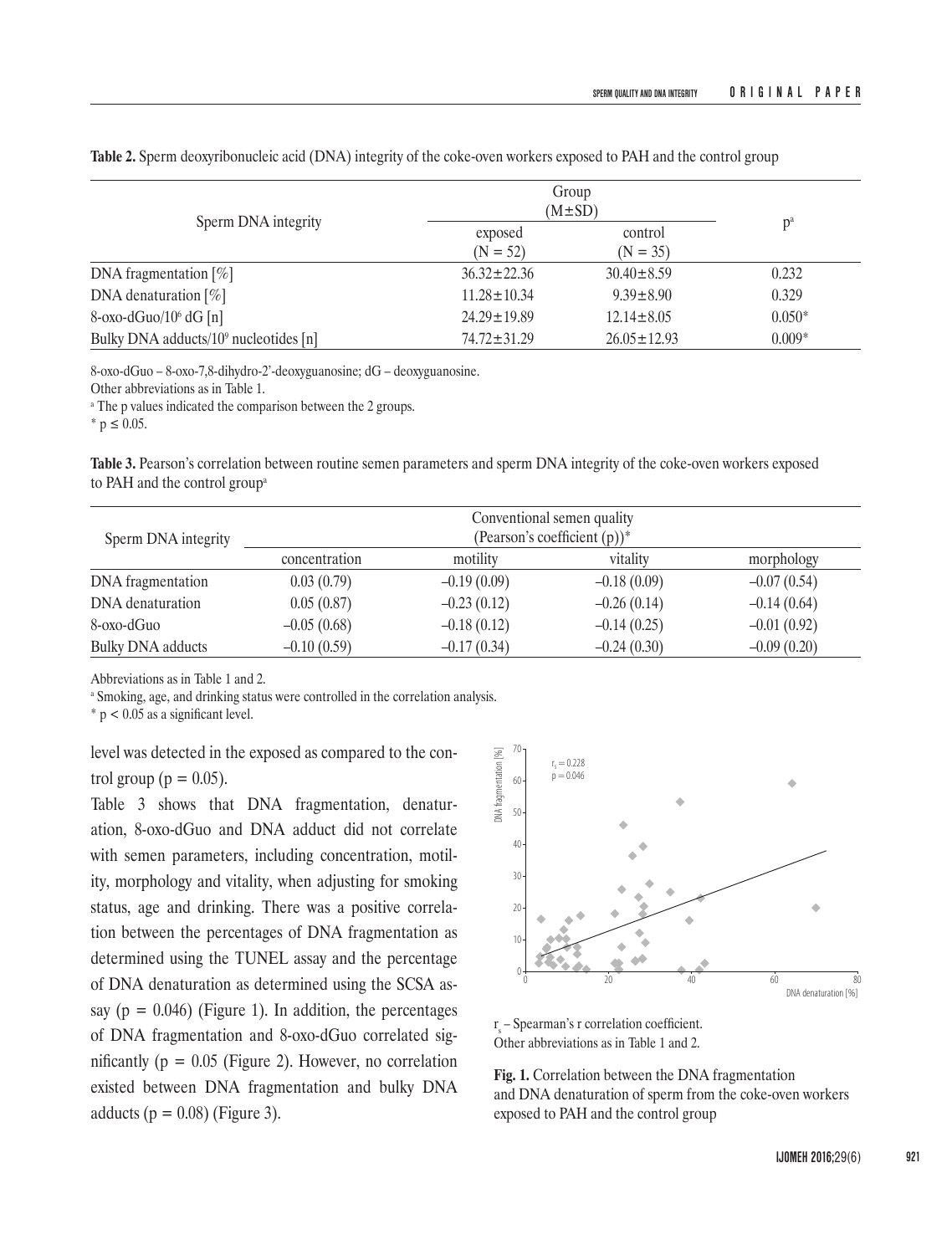**Table 2.** Sperm deoxyribonucleic acid (DNA) integrity of the coke-oven workers exposed to PAH and the control group

| Sperm DNA integrity | Group (M±SD) | | p[a] |
|---|---|---|---|
| | exposed (N = 52) | control (N = 35) | |
| DNA fragmentation [%] | 36.32±22.36 | 30.40±8.59 | 0.232 |
| DNA denaturation [%] | 11.28±10.34 | 9.39±8.90 | 0.329 |
| 8-oxo-dGuo/$10^6$ dG [n] | 24.29±19.89 | 12.14±8.05 | 0.050* |
| Bulky DNA adducts/$10^9$ nucleotides [n] | 74.72±31.29 | 26.05±12.93 | 0.009* |

8-oxo-dGuo – 8-oxo-7,8-dihydro-2'-deoxyguanosine; dG – deoxyguanosine.
Other abbreviations as in Table 1.
[a] The p values indicated the comparison between the 2 groups.
* $p \leq 0.05$.

**Table 3.** Pearson's correlation between routine semen parameters and sperm DNA integrity of the coke-oven workers exposed to PAH and the control group[a]

| Sperm DNA integrity | Conventional semen quality (Pearson's coefficient (p))* | | | |
|---|---|---|---|---|
| | concentration | motility | vitality | morphology |
| DNA fragmentation | 0.03 (0.79) | –0.19 (0.09) | –0.18 (0.09) | –0.07 (0.54) |
| DNA denaturation | 0.05 (0.87) | –0.23 (0.12) | –0.26 (0.14) | –0.14 (0.64) |
| 8-oxo-dGuo | –0.05 (0.68) | –0.18 (0.12) | –0.14 (0.25) | –0.01 (0.92) |
| Bulky DNA adducts | –0.10 (0.59) | –0.17 (0.34) | –0.24 (0.30) | –0.09 (0.20) |

Abbreviations as in Table 1 and 2.
[a] Smoking, age, and drinking status were controlled in the correlation analysis.
* $p < 0.05$ as a significant level.

level was detected in the exposed as compared to the control group ($p = 0.05$).

Table 3 shows that DNA fragmentation, denaturation, 8-oxo-dGuo and DNA adduct did not correlate with semen parameters, including concentration, motility, morphology and vitality, when adjusting for smoking status, age and drinking. There was a positive correlation between the percentages of DNA fragmentation as determined using the TUNEL assay and the percentage of DNA denaturation as determined using the SCSA assay ($p = 0.046$) (Figure 1). In addition, the percentages of DNA fragmentation and 8-oxo-dGuo correlated significantly ($p = 0.05$ (Figure 2). However, no correlation existed between DNA fragmentation and bulky DNA adducts ($p = 0.08$) (Figure 3).

$r_s$ – Spearman's r correlation coefficient.
Other abbreviations as in Table 1 and 2.

**Fig. 1.** Correlation between the DNA fragmentation and DNA denaturation of sperm from the coke-oven workers exposed to PAH and the control group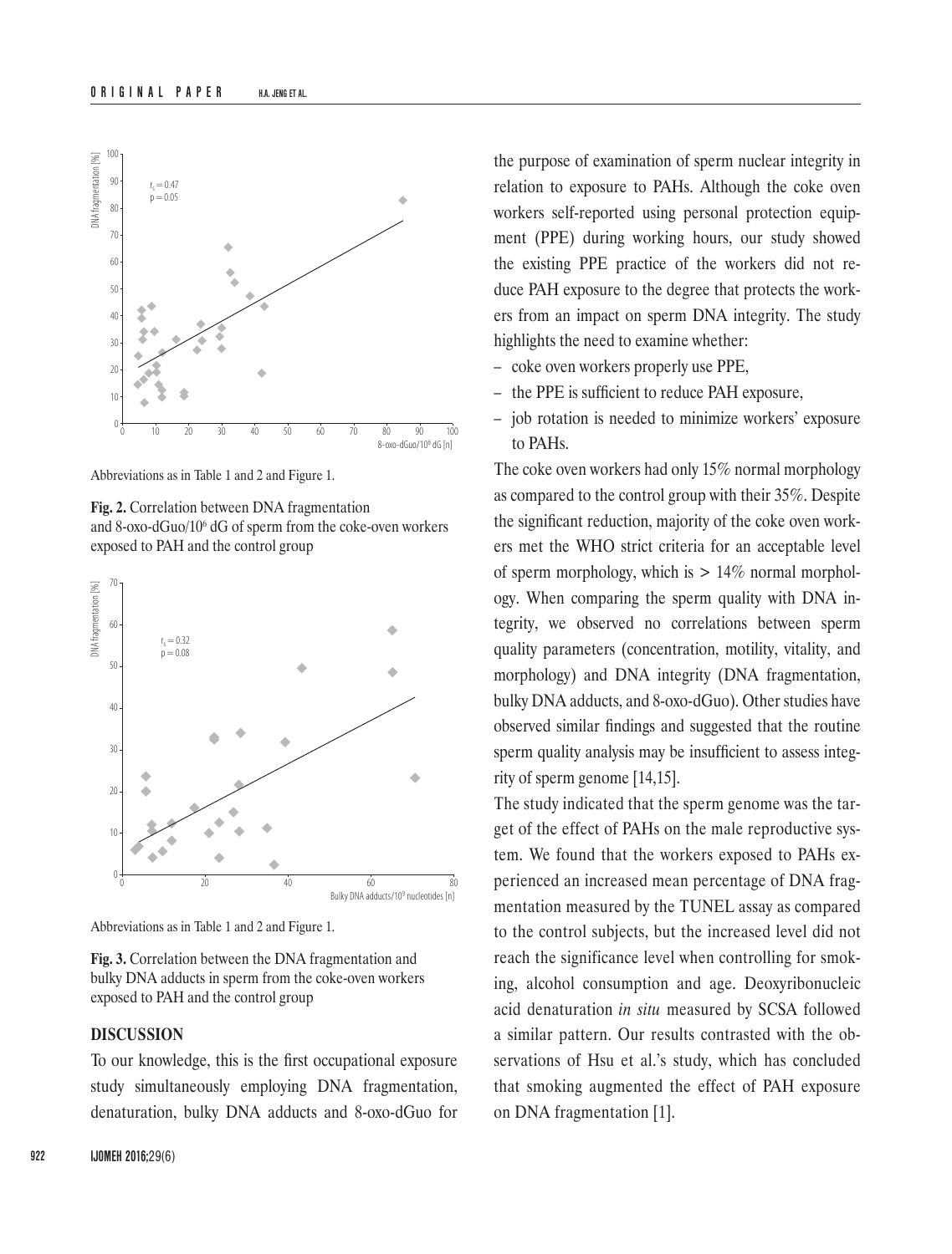Abbreviations as in Table 1 and 2 and Figure 1.

**Fig. 2.** Correlation between DNA fragmentation and 8-oxo-dGuo/$10^6$ dG of sperm from the coke-oven workers exposed to PAH and the control group

Abbreviations as in Table 1 and 2 and Figure 1.

**Fig. 3.** Correlation between the DNA fragmentation and bulky DNA adducts in sperm from the coke-oven workers exposed to PAH and the control group

## DISCUSSION

To our knowledge, this is the first occupational exposure study simultaneously employing DNA fragmentation, denaturation, bulky DNA adducts and 8-oxo-dGuo for the purpose of examination of sperm nuclear integrity in relation to exposure to PAHs. Although the coke oven workers self-reported using personal protection equipment (PPE) during working hours, our study showed the existing PPE practice of the workers did not reduce PAH exposure to the degree that protects the workers from an impact on sperm DNA integrity. The study highlights the need to examine whether:

- coke oven workers properly use PPE,
- the PPE is sufficient to reduce PAH exposure,
- job rotation is needed to minimize workers' exposure to PAHs.

The coke oven workers had only 15% normal morphology as compared to the control group with their 35%. Despite the significant reduction, majority of the coke oven workers met the WHO strict criteria for an acceptable level of sperm morphology, which is > 14% normal morphology. When comparing the sperm quality with DNA integrity, we observed no correlations between sperm quality parameters (concentration, motility, vitality, and morphology) and DNA integrity (DNA fragmentation, bulky DNA adducts, and 8-oxo-dGuo). Other studies have observed similar findings and suggested that the routine sperm quality analysis may be insufficient to assess integrity of sperm genome [14,15].

The study indicated that the sperm genome was the target of the effect of PAHs on the male reproductive system. We found that the workers exposed to PAHs experienced an increased mean percentage of DNA fragmentation measured by the TUNEL assay as compared to the control subjects, but the increased level did not reach the significance level when controlling for smoking, alcohol consumption and age. Deoxyribonucleic acid denaturation *in situ* measured by SCSA followed a similar pattern. Our results contrasted with the observations of Hsu et al.'s study, which has concluded that smoking augmented the effect of PAH exposure on DNA fragmentation [1].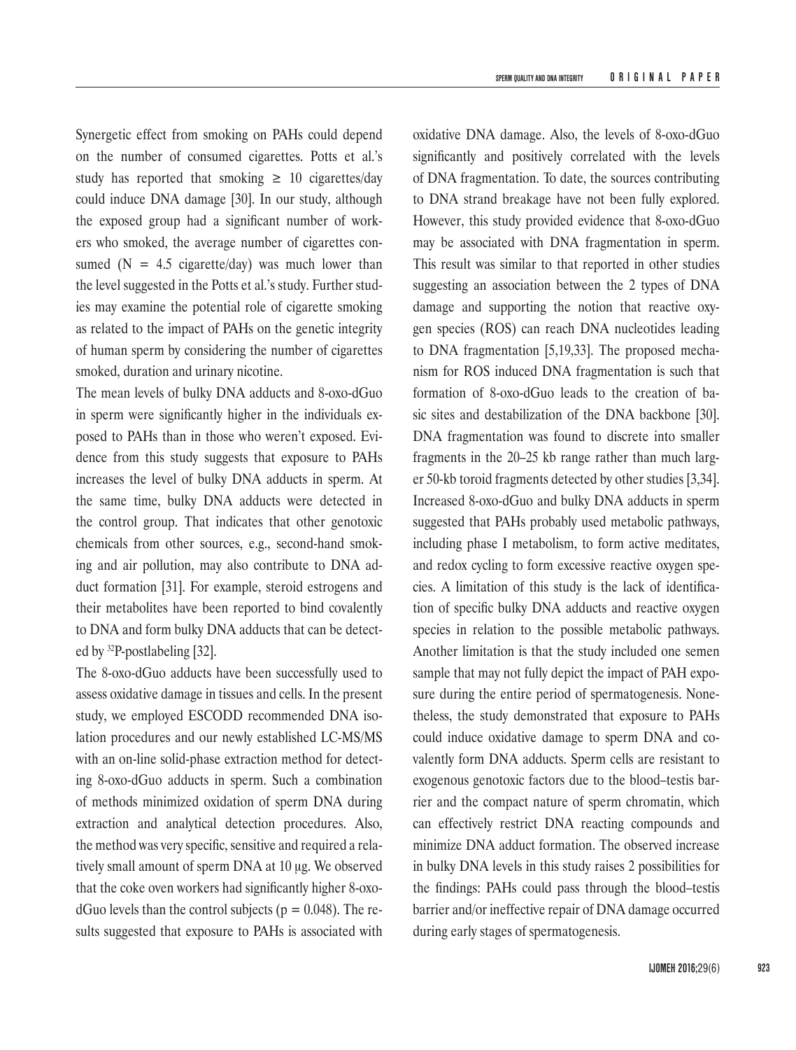Synergetic effect from smoking on PAHs could depend on the number of consumed cigarettes. Potts et al.'s study has reported that smoking ≥ 10 cigarettes/day could induce DNA damage [30]. In our study, although the exposed group had a significant number of workers who smoked, the average number of cigarettes consumed (N = 4.5 cigarette/day) was much lower than the level suggested in the Potts et al.'s study. Further studies may examine the potential role of cigarette smoking as related to the impact of PAHs on the genetic integrity of human sperm by considering the number of cigarettes smoked, duration and urinary nicotine.

The mean levels of bulky DNA adducts and 8-oxo-dGuo in sperm were significantly higher in the individuals exposed to PAHs than in those who weren't exposed. Evidence from this study suggests that exposure to PAHs increases the level of bulky DNA adducts in sperm. At the same time, bulky DNA adducts were detected in the control group. That indicates that other genotoxic chemicals from other sources, e.g., second-hand smoking and air pollution, may also contribute to DNA adduct formation [31]. For example, steroid estrogens and their metabolites have been reported to bind covalently to DNA and form bulky DNA adducts that can be detected by $^{32}$P-postlabeling [32].

The 8-oxo-dGuo adducts have been successfully used to assess oxidative damage in tissues and cells. In the present study, we employed ESCODD recommended DNA isolation procedures and our newly established LC-MS/MS with an on-line solid-phase extraction method for detecting 8-oxo-dGuo adducts in sperm. Such a combination of methods minimized oxidation of sperm DNA during extraction and analytical detection procedures. Also, the method was very specific, sensitive and required a relatively small amount of sperm DNA at 10 μg. We observed that the coke oven workers had significantly higher 8-oxo-dGuo levels than the control subjects ($p = 0.048$). The results suggested that exposure to PAHs is associated with oxidative DNA damage. Also, the levels of 8-oxo-dGuo significantly and positively correlated with the levels of DNA fragmentation. To date, the sources contributing to DNA strand breakage have not been fully explored. However, this study provided evidence that 8-oxo-dGuo may be associated with DNA fragmentation in sperm. This result was similar to that reported in other studies suggesting an association between the 2 types of DNA damage and supporting the notion that reactive oxygen species (ROS) can reach DNA nucleotides leading to DNA fragmentation [5,19,33]. The proposed mechanism for ROS induced DNA fragmentation is such that formation of 8-oxo-dGuo leads to the creation of basic sites and destabilization of the DNA backbone [30]. DNA fragmentation was found to discrete into smaller fragments in the 20–25 kb range rather than much larger 50-kb toroid fragments detected by other studies [3,34]. Increased 8-oxo-dGuo and bulky DNA adducts in sperm suggested that PAHs probably used metabolic pathways, including phase I metabolism, to form active meditates, and redox cycling to form excessive reactive oxygen species. A limitation of this study is the lack of identification of specific bulky DNA adducts and reactive oxygen species in relation to the possible metabolic pathways. Another limitation is that the study included one semen sample that may not fully depict the impact of PAH exposure during the entire period of spermatogenesis. Nonetheless, the study demonstrated that exposure to PAHs could induce oxidative damage to sperm DNA and covalently form DNA adducts. Sperm cells are resistant to exogenous genotoxic factors due to the blood–testis barrier and the compact nature of sperm chromatin, which can effectively restrict DNA reacting compounds and minimize DNA adduct formation. The observed increase in bulky DNA levels in this study raises 2 possibilities for the findings: PAHs could pass through the blood–testis barrier and/or ineffective repair of DNA damage occurred during early stages of spermatogenesis.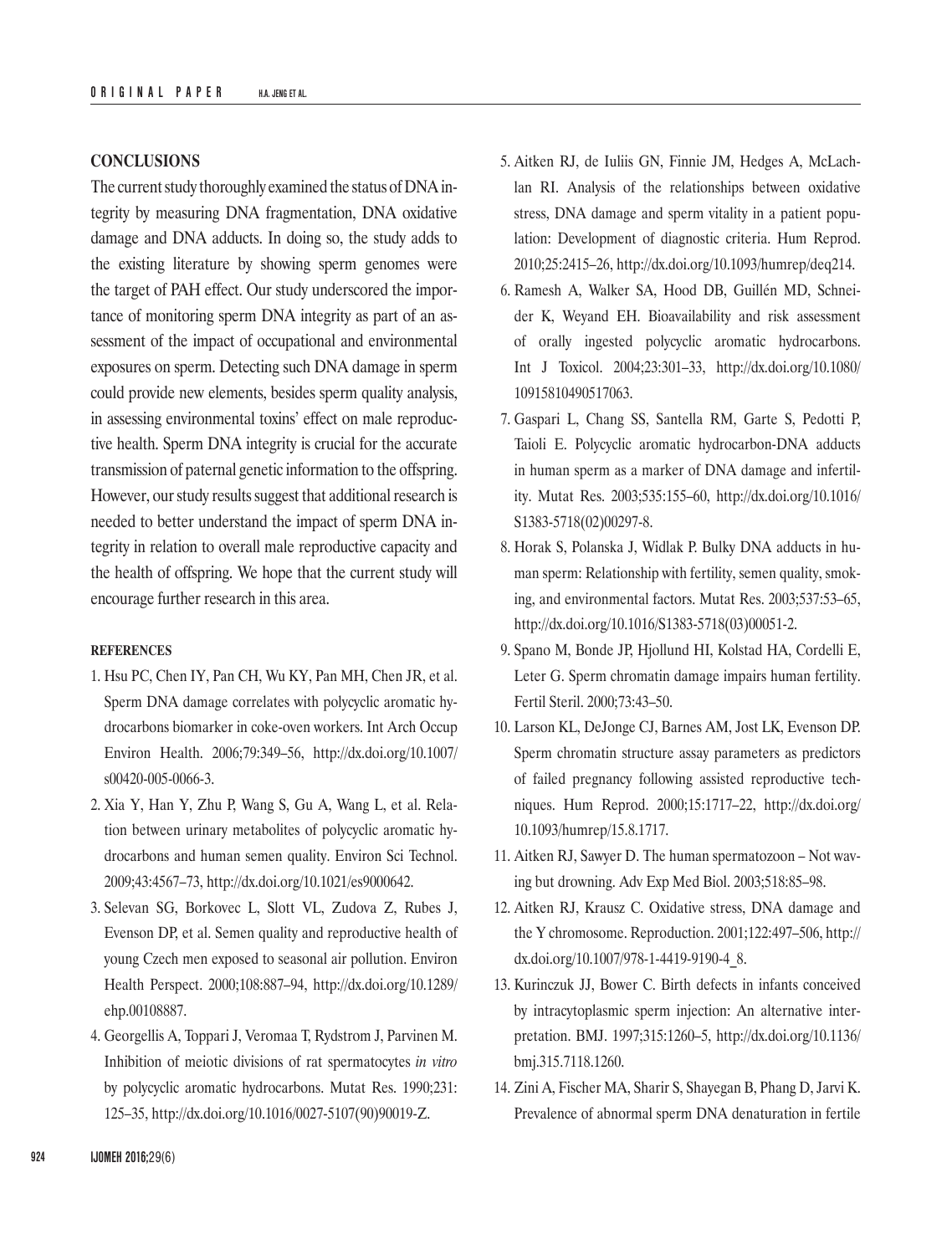## CONCLUSIONS

The current study thoroughly examined the status of DNA integrity by measuring DNA fragmentation, DNA oxidative damage and DNA adducts. In doing so, the study adds to the existing literature by showing sperm genomes were the target of PAH effect. Our study underscored the importance of monitoring sperm DNA integrity as part of an assessment of the impact of occupational and environmental exposures on sperm. Detecting such DNA damage in sperm could provide new elements, besides sperm quality analysis, in assessing environmental toxins' effect on male reproductive health. Sperm DNA integrity is crucial for the accurate transmission of paternal genetic information to the offspring. However, our study results suggest that additional research is needed to better understand the impact of sperm DNA integrity in relation to overall male reproductive capacity and the health of offspring. We hope that the current study will encourage further research in this area.

#### REFERENCES

1. Hsu PC, Chen IY, Pan CH, Wu KY, Pan MH, Chen JR, et al. Sperm DNA damage correlates with polycyclic aromatic hydrocarbons biomarker in coke-oven workers. Int Arch Occup Environ Health. 2006;79:349–56, http://dx.doi.org/10.1007/s00420-005-0066-3.
2. Xia Y, Han Y, Zhu P, Wang S, Gu A, Wang L, et al. Relation between urinary metabolites of polycyclic aromatic hydrocarbons and human semen quality. Environ Sci Technol. 2009;43:4567–73, http://dx.doi.org/10.1021/es9000642.
3. Selevan SG, Borkovec L, Slott VL, Zudova Z, Rubes J, Evenson DP, et al. Semen quality and reproductive health of young Czech men exposed to seasonal air pollution. Environ Health Perspect. 2000;108:887–94, http://dx.doi.org/10.1289/ehp.00108887.
4. Georgellis A, Toppari J, Veromaa T, Rydstrom J, Parvinen M. Inhibition of meiotic divisions of rat spermatocytes *in vitro* by polycyclic aromatic hydrocarbons. Mutat Res. 1990;231:125–35, http://dx.doi.org/10.1016/0027-5107(90)90019-Z.
5. Aitken RJ, de Iuliis GN, Finnie JM, Hedges A, McLachlan RI. Analysis of the relationships between oxidative stress, DNA damage and sperm vitality in a patient population: Development of diagnostic criteria. Hum Reprod. 2010;25:2415–26, http://dx.doi.org/10.1093/humrep/deq214.
6. Ramesh A, Walker SA, Hood DB, Guillén MD, Schneider K, Weyand EH. Bioavailability and risk assessment of orally ingested polycyclic aromatic hydrocarbons. Int J Toxicol. 2004;23:301–33, http://dx.doi.org/10.1080/10915810490517063.
7. Gaspari L, Chang SS, Santella RM, Garte S, Pedotti P, Taioli E. Polycyclic aromatic hydrocarbon-DNA adducts in human sperm as a marker of DNA damage and infertility. Mutat Res. 2003;535:155–60, http://dx.doi.org/10.1016/S1383-5718(02)00297-8.
8. Horak S, Polanska J, Widlak P. Bulky DNA adducts in human sperm: Relationship with fertility, semen quality, smoking, and environmental factors. Mutat Res. 2003;537:53–65, http://dx.doi.org/10.1016/S1383-5718(03)00051-2.
9. Spano M, Bonde JP, Hjollund HI, Kolstad HA, Cordelli E, Leter G. Sperm chromatin damage impairs human fertility. Fertil Steril. 2000;73:43–50.
10. Larson KL, DeJonge CJ, Barnes AM, Jost LK, Evenson DP. Sperm chromatin structure assay parameters as predictors of failed pregnancy following assisted reproductive techniques. Hum Reprod. 2000;15:1717–22, http://dx.doi.org/10.1093/humrep/15.8.1717.
11. Aitken RJ, Sawyer D. The human spermatozoon – Not waving but drowning. Adv Exp Med Biol. 2003;518:85–98.
12. Aitken RJ, Krausz C. Oxidative stress, DNA damage and the Y chromosome. Reproduction. 2001;122:497–506, http://dx.doi.org/10.1007/978-1-4419-9190-4_8.
13. Kurinczuk JJ, Bower C. Birth defects in infants conceived by intracytoplasmic sperm injection: An alternative interpretation. BMJ. 1997;315:1260–5, http://dx.doi.org/10.1136/bmj.315.7118.1260.
14. Zini A, Fischer MA, Sharir S, Shayegan B, Phang D, Jarvi K. Prevalence of abnormal sperm DNA denaturation in fertile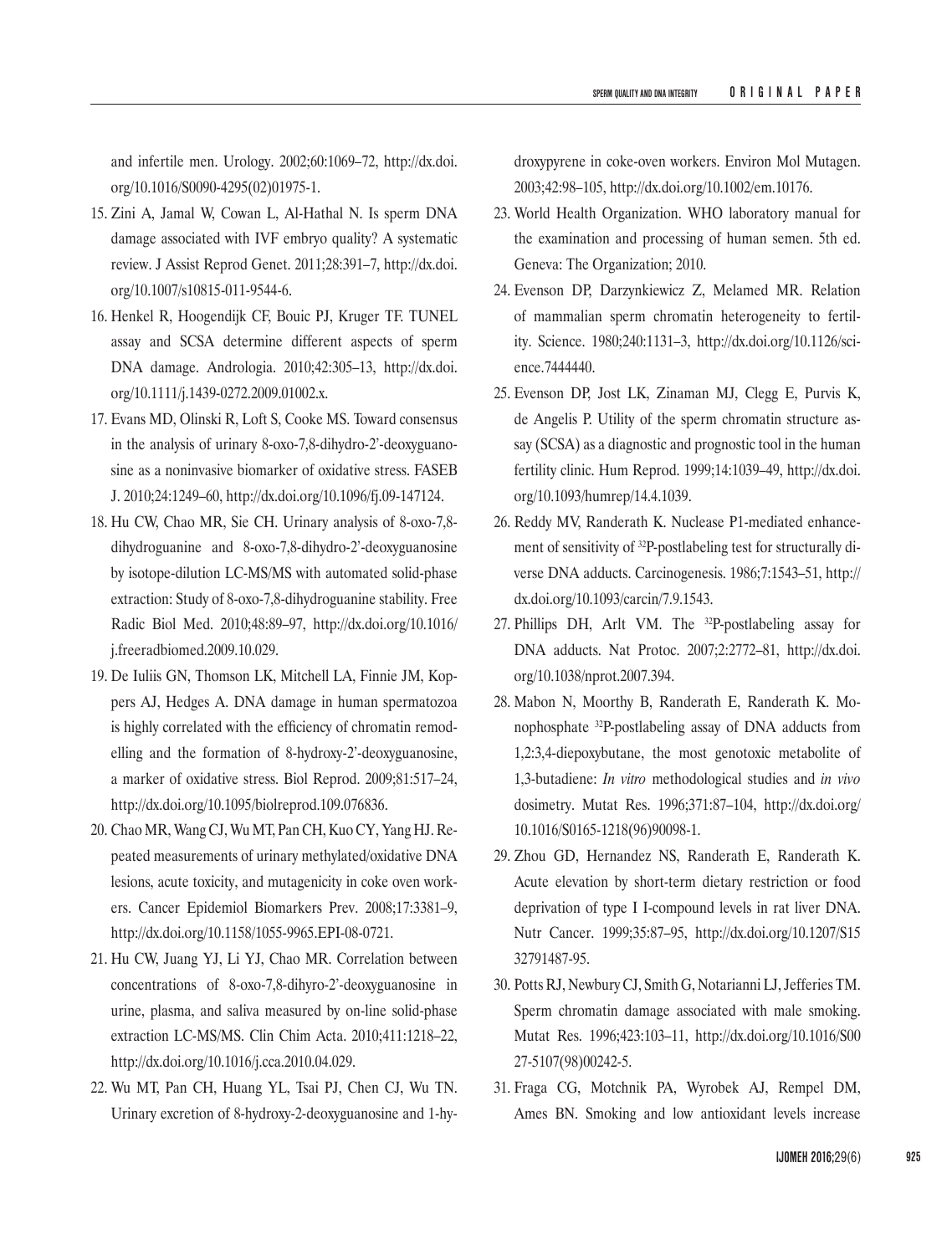and infertile men. Urology. 2002;60:1069–72, http://dx.doi.org/10.1016/S0090-4295(02)01975-1.

15. Zini A, Jamal W, Cowan L, Al-Hathal N. Is sperm DNA damage associated with IVF embryo quality? A systematic review. J Assist Reprod Genet. 2011;28:391–7, http://dx.doi.org/10.1007/s10815-011-9544-6.
16. Henkel R, Hoogendijk CF, Bouic PJ, Kruger TF. TUNEL assay and SCSA determine different aspects of sperm DNA damage. Andrologia. 2010;42:305–13, http://dx.doi.org/10.1111/j.1439-0272.2009.01002.x.
17. Evans MD, Olinski R, Loft S, Cooke MS. Toward consensus in the analysis of urinary 8-oxo-7,8-dihydro-2'-deoxyguanosine as a noninvasive biomarker of oxidative stress. FASEB J. 2010;24:1249–60, http://dx.doi.org/10.1096/fj.09-147124.
18. Hu CW, Chao MR, Sie CH. Urinary analysis of 8-oxo-7,8-dihydroguanine and 8-oxo-7,8-dihydro-2'-deoxyguanosine by isotope-dilution LC-MS/MS with automated solid-phase extraction: Study of 8-oxo-7,8-dihydroguanine stability. Free Radic Biol Med. 2010;48:89–97, http://dx.doi.org/10.1016/j.freeradbiomed.2009.10.029.
19. De Iuliis GN, Thomson LK, Mitchell LA, Finnie JM, Koppers AJ, Hedges A. DNA damage in human spermatozoa is highly correlated with the efficiency of chromatin remodelling and the formation of 8-hydroxy-2'-deoxyguanosine, a marker of oxidative stress. Biol Reprod. 2009;81:517–24, http://dx.doi.org/10.1095/biolreprod.109.076836.
20. Chao MR, Wang CJ, Wu MT, Pan CH, Kuo CY, Yang HJ. Repeated measurements of urinary methylated/oxidative DNA lesions, acute toxicity, and mutagenicity in coke oven workers. Cancer Epidemiol Biomarkers Prev. 2008;17:3381–9, http://dx.doi.org/10.1158/1055-9965.EPI-08-0721.
21. Hu CW, Juang YJ, Li YJ, Chao MR. Correlation between concentrations of 8-oxo-7,8-dihyro-2'-deoxyguanosine in urine, plasma, and saliva measured by on-line solid-phase extraction LC-MS/MS. Clin Chim Acta. 2010;411:1218–22, http://dx.doi.org/10.1016/j.cca.2010.04.029.
22. Wu MT, Pan CH, Huang YL, Tsai PJ, Chen CJ, Wu TN. Urinary excretion of 8-hydroxy-2-deoxyguanosine and 1-hydroxypyrene in coke-oven workers. Environ Mol Mutagen. 2003;42:98–105, http://dx.doi.org/10.1002/em.10176.
23. World Health Organization. WHO laboratory manual for the examination and processing of human semen. 5th ed. Geneva: The Organization; 2010.
24. Evenson DP, Darzynkiewicz Z, Melamed MR. Relation of mammalian sperm chromatin heterogeneity to fertility. Science. 1980;240:1131–3, http://dx.doi.org/10.1126/science.7444440.
25. Evenson DP, Jost LK, Zinaman MJ, Clegg E, Purvis K, de Angelis P. Utility of the sperm chromatin structure assay (SCSA) as a diagnostic and prognostic tool in the human fertility clinic. Hum Reprod. 1999;14:1039–49, http://dx.doi.org/10.1093/humrep/14.4.1039.
26. Reddy MV, Randerath K. Nuclease P1-mediated enhancement of sensitivity of $^{32}$P-postlabeling test for structurally diverse DNA adducts. Carcinogenesis. 1986;7:1543–51, http://dx.doi.org/10.1093/carcin/7.9.1543.
27. Phillips DH, Arlt VM. The $^{32}$P-postlabeling assay for DNA adducts. Nat Protoc. 2007;2:2772–81, http://dx.doi.org/10.1038/nprot.2007.394.
28. Mabon N, Moorthy B, Randerath E, Randerath K. Monophosphate $^{32}$P-postlabeling assay of DNA adducts from 1,2:3,4-diepoxybutane, the most genotoxic metabolite of 1,3-butadiene: *In vitro* methodological studies and *in vivo* dosimetry. Mutat Res. 1996;371:87–104, http://dx.doi.org/10.1016/S0165-1218(96)90098-1.
29. Zhou GD, Hernandez NS, Randerath E, Randerath K. Acute elevation by short-term dietary restriction or food deprivation of type I I-compound levels in rat liver DNA. Nutr Cancer. 1999;35:87–95, http://dx.doi.org/10.1207/S1532791487-95.
30. Potts RJ, Newbury CJ, Smith G, Notarianni LJ, Jefferies TM. Sperm chromatin damage associated with male smoking. Mutat Res. 1996;423:103–11, http://dx.doi.org/10.1016/S0027-5107(98)00242-5.
31. Fraga CG, Motchnik PA, Wyrobek AJ, Rempel DM, Ames BN. Smoking and low antioxidant levels increase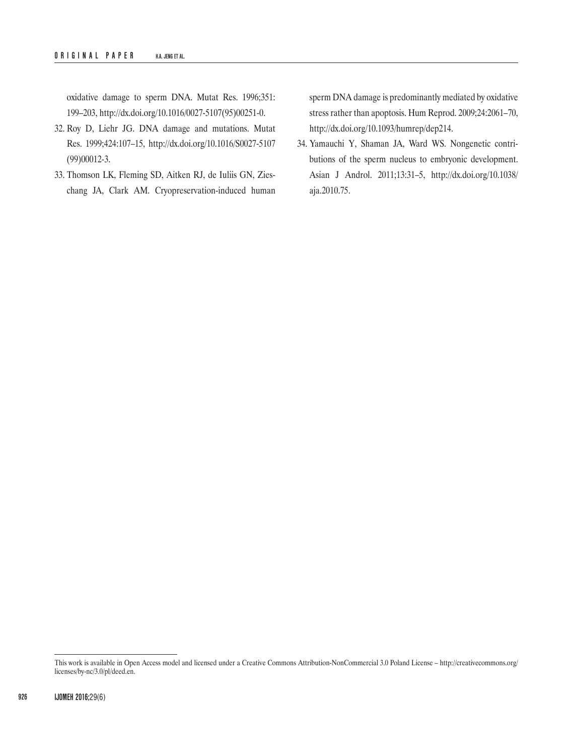oxidative damage to sperm DNA. Mutat Res. 1996;351: 199–203, http://dx.doi.org/10.1016/0027-5107(95)00251-0.

32. Roy D, Liehr JG. DNA damage and mutations. Mutat Res. 1999;424:107–15, http://dx.doi.org/10.1016/S0027-5107(99)00012-3.
33. Thomson LK, Fleming SD, Aitken RJ, de Iuliis GN, Zieschang JA, Clark AM. Cryopreservation-induced human sperm DNA damage is predominantly mediated by oxidative stress rather than apoptosis. Hum Reprod. 2009;24:2061–70, http://dx.doi.org/10.1093/humrep/dep214.
34. Yamauchi Y, Shaman JA, Ward WS. Nongenetic contributions of the sperm nucleus to embryonic development. Asian J Androl. 2011;13:31–5, http://dx.doi.org/10.1038/aja.2010.75.

This work is available in Open Access model and licensed under a Creative Commons Attribution-NonCommercial 3.0 Poland License – http://creativecommons.org/licenses/by-nc/3.0/pl/deed.en.